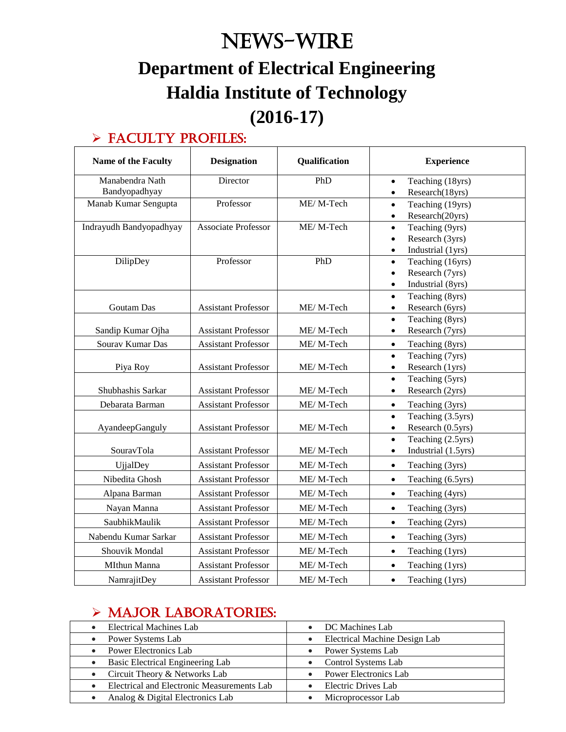# NEWS-WIRE

# Department of Electrical Engineering

# Haldia Institute of Technology

# (2016-17)

## ➢ FACULTY PROFILES:

| Name of the Faculty | Designation | Qualification | Experience |
|---|---|---|---|
| Manabendra Nath Bandyopadhyay | Director | PhD | • Teaching (18yrs)<br>• Research(18yrs) |
| Manab Kumar Sengupta | Professor | ME/ M-Tech | • Teaching (19yrs)<br>• Research(20yrs) |
| Indrayudh Bandyopadhyay | Associate Professor | ME/ M-Tech | • Teaching (9yrs)<br>• Research (3yrs)<br>• Industrial (1yrs) |
| DilipDey | Professor | PhD | • Teaching (16yrs)<br>• Research (7yrs)<br>• Industrial (8yrs) |
| Goutam Das | Assistant Professor | ME/ M-Tech | • Teaching (8yrs)<br>• Research (6yrs) |
| Sandip Kumar Ojha | Assistant Professor | ME/ M-Tech | • Teaching (8yrs)<br>• Research (7yrs) |
| Sourav Kumar Das | Assistant Professor | ME/ M-Tech | • Teaching (8yrs) |
| Piya Roy | Assistant Professor | ME/ M-Tech | • Teaching (7yrs)<br>• Research (1yrs) |
| Shubhashis Sarkar | Assistant Professor | ME/ M-Tech | • Teaching (5yrs)<br>• Research (2yrs) |
| Debarata Barman | Assistant Professor | ME/ M-Tech | • Teaching (3yrs) |
| AyandeepGanguly | Assistant Professor | ME/ M-Tech | • Teaching (3.5yrs)<br>• Research (0.5yrs) |
| SouravTola | Assistant Professor | ME/ M-Tech | • Teaching (2.5yrs)<br>• Industrial (1.5yrs) |
| UjjalDey | Assistant Professor | ME/ M-Tech | • Teaching (3yrs) |
| Nibedita Ghosh | Assistant Professor | ME/ M-Tech | • Teaching (6.5yrs) |
| Alpana Barman | Assistant Professor | ME/ M-Tech | • Teaching (4yrs) |
| Nayan Manna | Assistant Professor | ME/ M-Tech | • Teaching (3yrs) |
| SaubhikMaulik | Assistant Professor | ME/ M-Tech | • Teaching (2yrs) |
| Nabendu Kumar Sarkar | Assistant Professor | ME/ M-Tech | • Teaching (3yrs) |
| Shouvik Mondal | Assistant Professor | ME/ M-Tech | • Teaching (1yrs) |
| MIthun Manna | Assistant Professor | ME/ M-Tech | • Teaching (1yrs) |
| NamrajitDey | Assistant Professor | ME/ M-Tech | • Teaching (1yrs) |

## ➢ MAJOR LABORATORIES:

| | |
|---|---|
| • Electrical Machines Lab | • DC Machines Lab |
| • Power Systems Lab | • Electrical Machine Design Lab |
| • Power Electronics Lab | • Power Systems Lab |
| • Basic Electrical Engineering Lab | • Control Systems Lab |
| • Circuit Theory & Networks Lab | • Power Electronics Lab |
| • Electrical and Electronic Measurements Lab | • Electric Drives Lab |
| • Analog & Digital Electronics Lab | • Microprocessor Lab |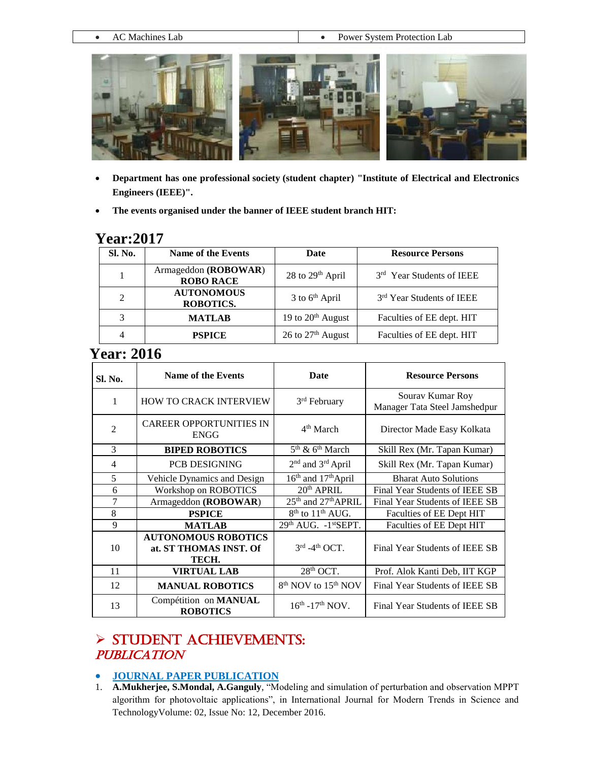| • AC Machines Lab | • Power System Protection Lab |
|---|---|

- **Department has one professional society (student chapter) "Institute of Electrical and Electronics Engineers (IEEE)".**
- **The events organised under the banner of IEEE student branch HIT:**

## Year:2017

| Sl. No. | Name of the Events | Date | Resource Persons |
|---|---|---|---|
| 1 | Armageddon **(ROBOWAR)** **ROBO RACE** | 28 to 29th April | 3rd Year Students of IEEE |
| 2 | **AUTONOMOUS ROBOTICS.** | 3 to 6th April | 3rd Year Students of IEEE |
| 3 | **MATLAB** | 19 to 20th August | Faculties of EE dept. HIT |
| 4 | **PSPICE** | 26 to 27th August | Faculties of EE dept. HIT |

## Year: 2016

| Sl. No. | Name of the Events | Date | Resource Persons |
|---|---|---|---|
| 1 | HOW TO CRACK INTERVIEW | 3rd February | Sourav Kumar Roy Manager Tata Steel Jamshedpur |
| 2 | CAREER OPPORTUNITIES IN ENGG | 4th March | Director Made Easy Kolkata |
| 3 | **BIPED ROBOTICS** | 5th & 6th March | Skill Rex (Mr. Tapan Kumar) |
| 4 | PCB DESIGNING | 2nd and 3rd April | Skill Rex (Mr. Tapan Kumar) |
| 5 | Vehicle Dynamics and Design | 16th and 17thApril | Bharat Auto Solutions |
| 6 | Workshop on ROBOTICS | 20th APRIL | Final Year Students of IEEE SB |
| 7 | Armageddon **(ROBOWAR)** | 25th and 27thAPRIL | Final Year Students of IEEE SB |
| 8 | **PSPICE** | 8th to 11th AUG. | Faculties of EE Dept HIT |
| 9 | **MATLAB** | 29th AUG. -1stSEPT. | Faculties of EE Dept HIT |
| 10 | **AUTONOMOUS ROBOTICS at. ST THOMAS INST. Of TECH.** | 3rd -4th OCT. | Final Year Students of IEEE SB |
| 11 | **VIRTUAL LAB** | 28th OCT. | Prof. Alok Kanti Deb, IIT KGP |
| 12 | **MANUAL ROBOTICS** | 8th NOV to 15th NOV | Final Year Students of IEEE SB |
| 13 | Compétition on **MANUAL ROBOTICS** | 16th -17th NOV. | Final Year Students of IEEE SB |

## ➢ STUDENT ACHIEVEMENTS:

### *PUBLICATION*

- **JOURNAL PAPER PUBLICATION**

1. **A.Mukherjee, S.Mondal, A.Ganguly**, "Modeling and simulation of perturbation and observation MPPT algorithm for photovoltaic applications", in International Journal for Modern Trends in Science and TechnologyVolume: 02, Issue No: 12, December 2016.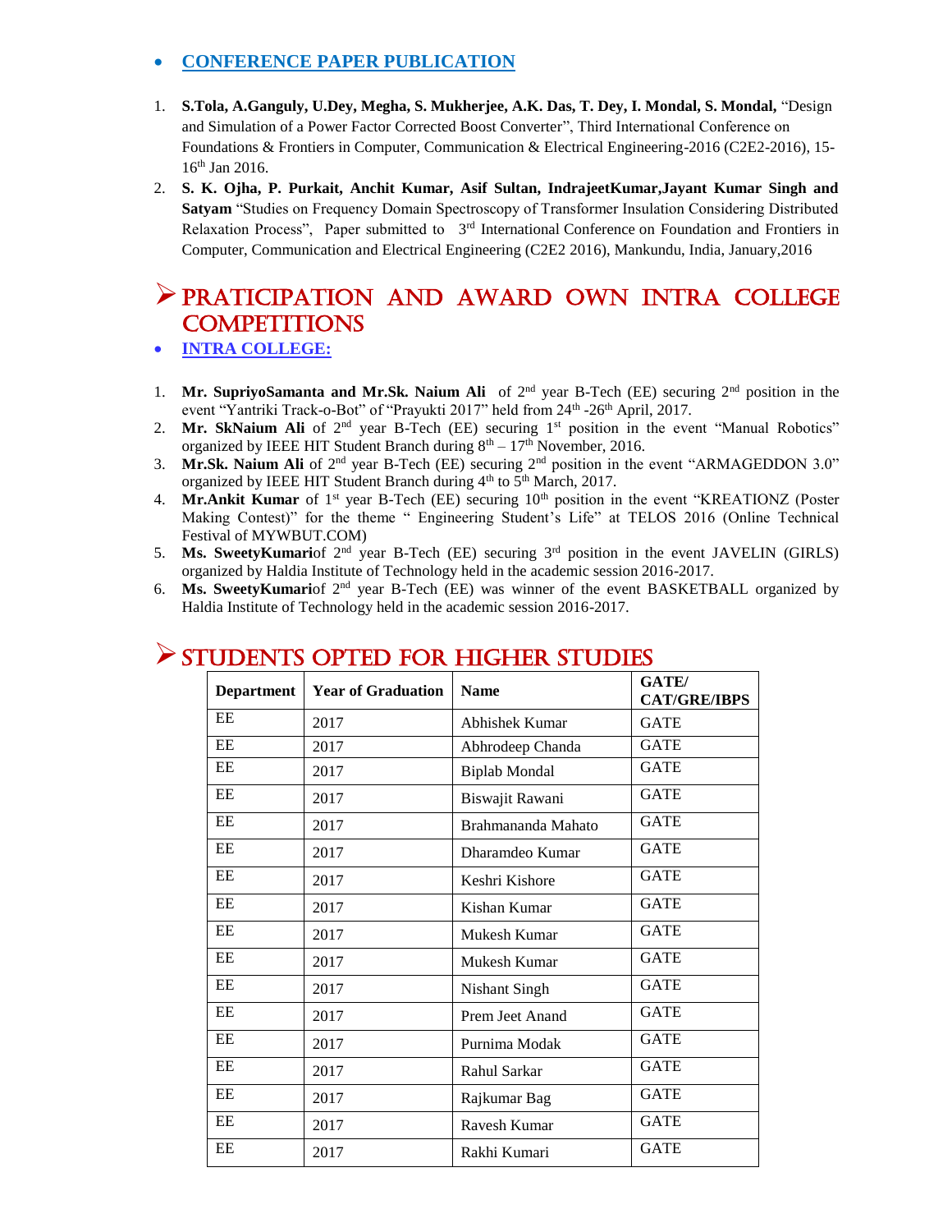- **CONFERENCE PAPER PUBLICATION**

1. **S.Tola, A.Ganguly, U.Dey, Megha, S. Mukherjee, A.K. Das, T. Dey, I. Mondal, S. Mondal,** "Design and Simulation of a Power Factor Corrected Boost Converter", Third International Conference on Foundations & Frontiers in Computer, Communication & Electrical Engineering-2016 (C2E2-2016), 15-16th Jan 2016.
2. **S. K. Ojha, P. Purkait, Anchit Kumar, Asif Sultan, IndrajeetKumar,Jayant Kumar Singh and Satyam** "Studies on Frequency Domain Spectroscopy of Transformer Insulation Considering Distributed Relaxation Process", Paper submitted to 3rd International Conference on Foundation and Frontiers in Computer, Communication and Electrical Engineering (C2E2 2016), Mankundu, India, January,2016

# PRATICIPATION AND AWARD OWN INTRA COLLEGE COMPETITIONS

- **INTRA COLLEGE:**

1. **Mr. SupriyoSamanta and Mr.Sk. Naium Ali** of 2nd year B-Tech (EE) securing 2nd position in the event "Yantriki Track-o-Bot" of "Prayukti 2017" held from 24th -26th April, 2017.
2. **Mr. SkNaium Ali** of 2nd year B-Tech (EE) securing 1st position in the event "Manual Robotics" organized by IEEE HIT Student Branch during 8th – 17th November, 2016.
3. **Mr.Sk. Naium Ali** of 2nd year B-Tech (EE) securing 2nd position in the event "ARMAGEDDON 3.0" organized by IEEE HIT Student Branch during 4th to 5th March, 2017.
4. **Mr.Ankit Kumar** of 1st year B-Tech (EE) securing 10th position in the event "KREATIONZ (Poster Making Contest)" for the theme " Engineering Student's Life" at TELOS 2016 (Online Technical Festival of MYWBUT.COM)
5. **Ms. SweetyKumari**of 2nd year B-Tech (EE) securing 3rd position in the event JAVELIN (GIRLS) organized by Haldia Institute of Technology held in the academic session 2016-2017.
6. **Ms. SweetyKumari**of 2nd year B-Tech (EE) was winner of the event BASKETBALL organized by Haldia Institute of Technology held in the academic session 2016-2017.

# STUDENTS OPTED FOR HIGHER STUDIES

| Department | Year of Graduation | Name | GATE/ CAT/GRE/IBPS |
|---|---|---|---|
| EE | 2017 | Abhishek Kumar | GATE |
| EE | 2017 | Abhrodeep Chanda | GATE |
| EE | 2017 | Biplab Mondal | GATE |
| EE | 2017 | Biswajit Rawani | GATE |
| EE | 2017 | Brahmananda Mahato | GATE |
| EE | 2017 | Dharamdeo Kumar | GATE |
| EE | 2017 | Keshri Kishore | GATE |
| EE | 2017 | Kishan Kumar | GATE |
| EE | 2017 | Mukesh Kumar | GATE |
| EE | 2017 | Mukesh Kumar | GATE |
| EE | 2017 | Nishant Singh | GATE |
| EE | 2017 | Prem Jeet Anand | GATE |
| EE | 2017 | Purnima Modak | GATE |
| EE | 2017 | Rahul Sarkar | GATE |
| EE | 2017 | Rajkumar Bag | GATE |
| EE | 2017 | Ravesh Kumar | GATE |
| EE | 2017 | Rakhi Kumari | GATE |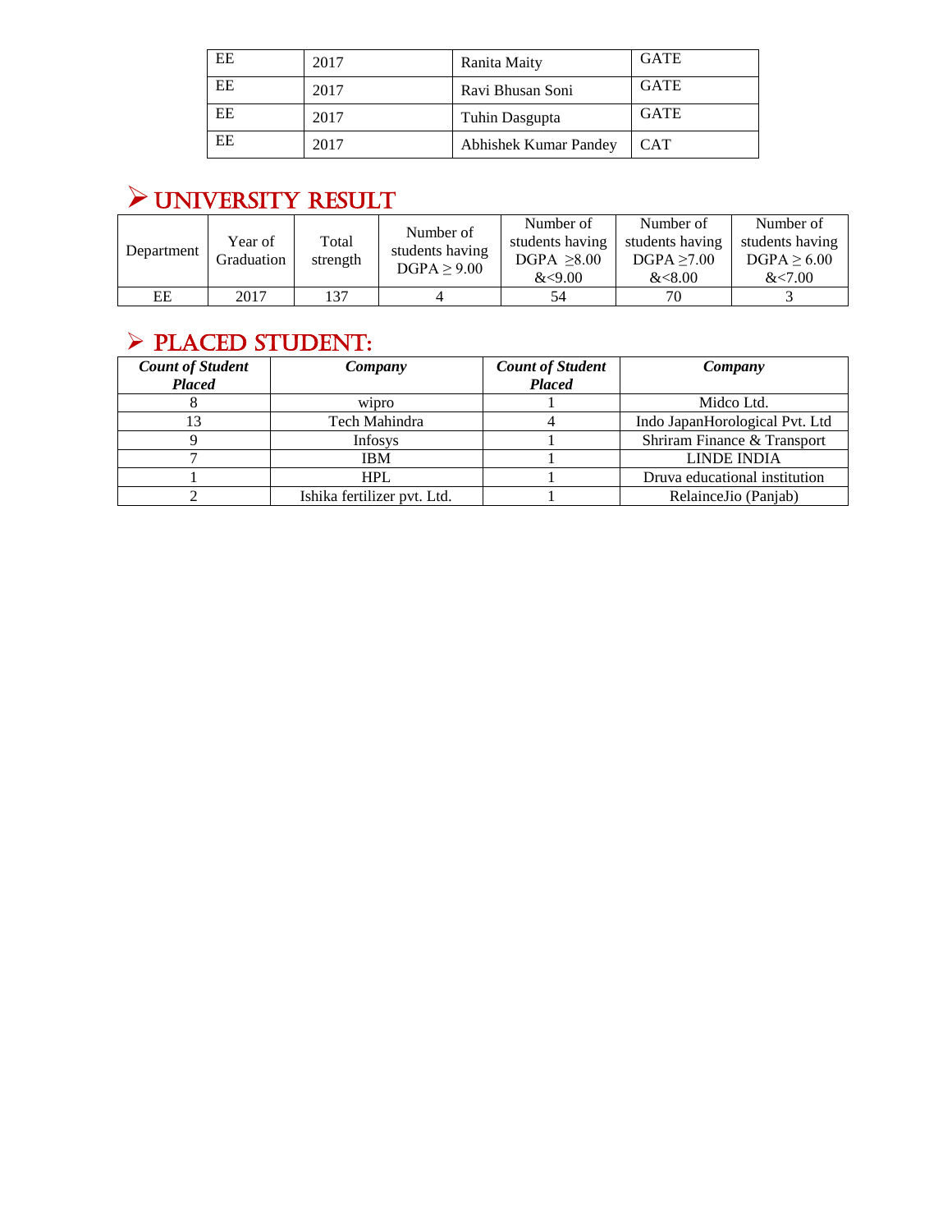| | | | |
|---|---|---|---|
| EE | 2017 | Ranita Maity | GATE |
| EE | 2017 | Ravi Bhusan Soni | GATE |
| EE | 2017 | Tuhin Dasgupta | GATE |
| EE | 2017 | Abhishek Kumar Pandey | CAT |

## ➢ UNIVERSITY RESULT

| Department | Year of Graduation | Total strength | Number of students having DGPA ≥ 9.00 | Number of students having DGPA ≥8.00 &<9.00 | Number of students having DGPA ≥7.00 &<8.00 | Number of students having DGPA ≥ 6.00 &<7.00 |
|---|---|---|---|---|---|---|
| EE | 2017 | 137 | 4 | 54 | 70 | 3 |

## ➢ PLACED STUDENT:

| ***Count of Student Placed*** | ***Company*** | ***Count of Student Placed*** | ***Company*** |
|---|---|---|---|
| 8 | wipro | 1 | Midco Ltd. |
| 13 | Tech Mahindra | 4 | Indo JapanHorological Pvt. Ltd |
| 9 | Infosys | 1 | Shriram Finance & Transport |
| 7 | IBM | 1 | LINDE INDIA |
| 1 | HPL | 1 | Druva educational institution |
| 2 | Ishika fertilizer pvt. Ltd. | 1 | RelainceJio (Panjab) |